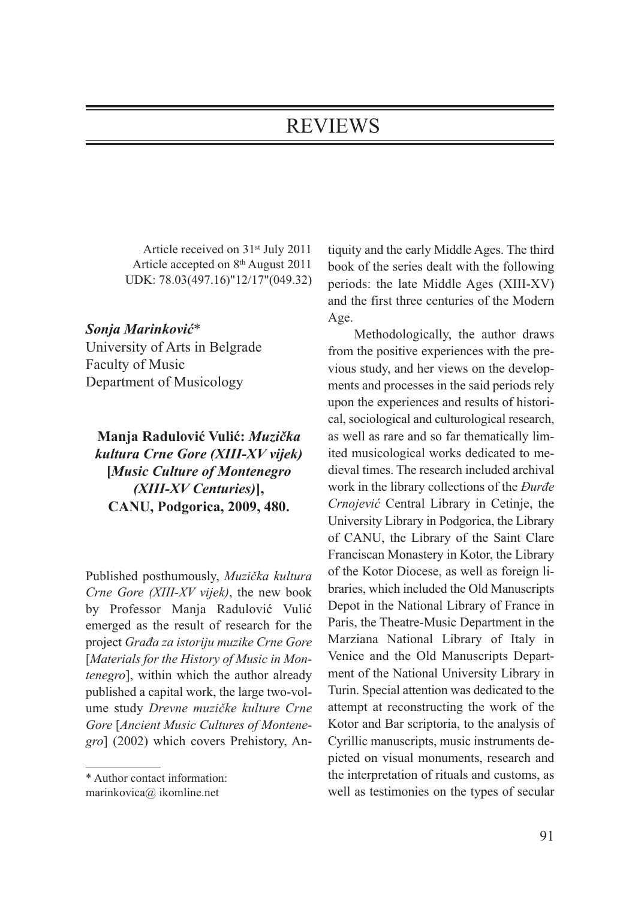# REVIEWS

Article received on 31st July 2011
Article accepted on 8th August 2011
UDK: 78.03(497.16)"12/17"(049.32)

***Sonja Marinković****
University of Arts in Belgrade
Faculty of Music
Department of Musicology

**Manja Radulović Vulić: *Muzička kultura Crne Gore (XIII-XV vijek)* [*Music Culture of Montenegro (XIII-XV Centuries)*], CANU, Podgorica, 2009, 480.**

Published posthumously, *Muzička kultura Crne Gore (XIII-XV vijek)*, the new book by Professor Manja Radulović Vulić emerged as the result of research for the project *Građa za istoriju muzike Crne Gore* [*Materials for the History of Music in Montenegro*], within which the author already published a capital work, the large two-volume study *Drevne muzičke kulture Crne Gore* [*Ancient Music Cultures of Montenegro*] (2002) which covers Prehistory, Antiquity and the early Middle Ages. The third book of the series dealt with the following periods: the late Middle Ages (XIII-XV) and the first three centuries of the Modern Age.

Methodologically, the author draws from the positive experiences with the previous study, and her views on the developments and processes in the said periods rely upon the experiences and results of historical, sociological and culturological research, as well as rare and so far thematically limited musicological works dedicated to medieval times. The research included archival work in the library collections of the *Đurđe Crnojević* Central Library in Cetinje, the University Library in Podgorica, the Library of CANU, the Library of the Saint Clare Franciscan Monastery in Kotor, the Library of the Kotor Diocese, as well as foreign libraries, which included the Old Manuscripts Depot in the National Library of France in Paris, the Theatre-Music Department in the Marziana National Library of Italy in Venice and the Old Manuscripts Department of the National University Library in Turin. Special attention was dedicated to the attempt at reconstructing the work of the Kotor and Bar scriptoria, to the analysis of Cyrillic manuscripts, music instruments depicted on visual monuments, research and the interpretation of rituals and customs, as well as testimonies on the types of secular

\* Author contact information:
marinkovica@ ikomline.net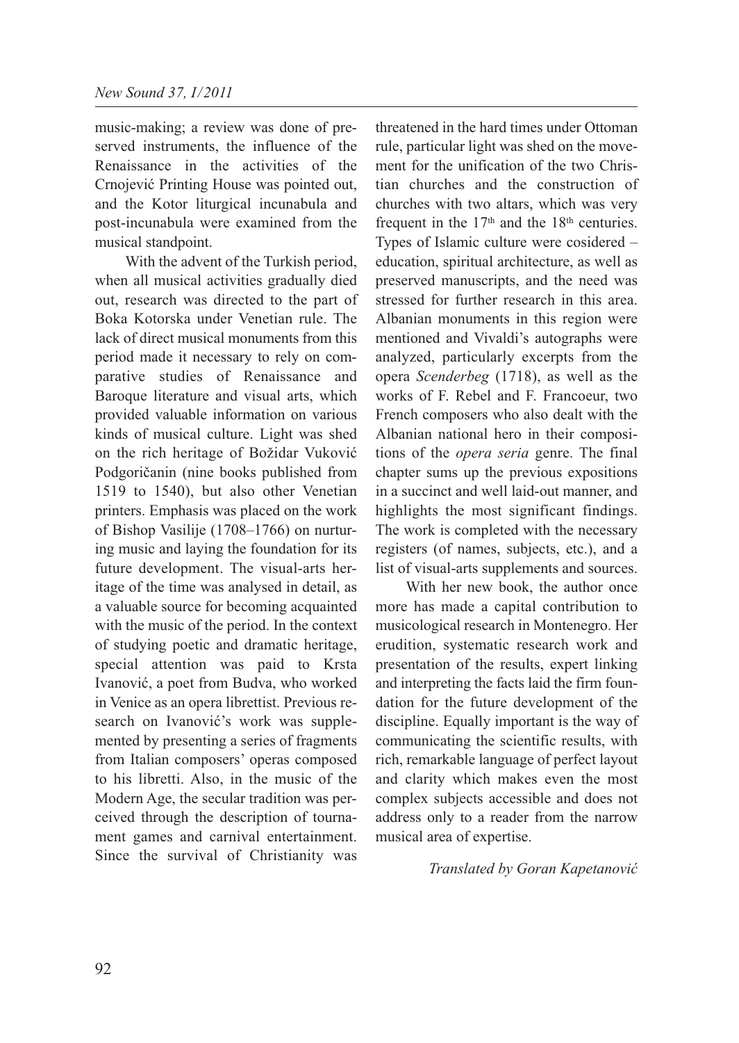music-making; a review was done of preserved instruments, the influence of the Renaissance in the activities of the Crnojević Printing House was pointed out, and the Kotor liturgical incunabula and post-incunabula were examined from the musical standpoint.

With the advent of the Turkish period, when all musical activities gradually died out, research was directed to the part of Boka Kotorska under Venetian rule. The lack of direct musical monuments from this period made it necessary to rely on comparative studies of Renaissance and Baroque literature and visual arts, which provided valuable information on various kinds of musical culture. Light was shed on the rich heritage of Božidar Vuković Podgoričanin (nine books published from 1519 to 1540), but also other Venetian printers. Emphasis was placed on the work of Bishop Vasilije (1708–1766) on nurturing music and laying the foundation for its future development. The visual-arts heritage of the time was analysed in detail, as a valuable source for becoming acquainted with the music of the period. In the context of studying poetic and dramatic heritage, special attention was paid to Krsta Ivanović, a poet from Budva, who worked in Venice as an opera librettist. Previous research on Ivanović's work was supplemented by presenting a series of fragments from Italian composers' operas composed to his libretti. Also, in the music of the Modern Age, the secular tradition was perceived through the description of tournament games and carnival entertainment. Since the survival of Christianity was threatened in the hard times under Ottoman rule, particular light was shed on the movement for the unification of the two Christian churches and the construction of churches with two altars, which was very frequent in the 17th and the 18th centuries. Types of Islamic culture were cosidered – education, spiritual architecture, as well as preserved manuscripts, and the need was stressed for further research in this area. Albanian monuments in this region were mentioned and Vivaldi's autographs were analyzed, particularly excerpts from the opera *Scenderbeg* (1718), as well as the works of F. Rebel and F. Francoeur, two French composers who also dealt with the Albanian national hero in their compositions of the *opera seria* genre. The final chapter sums up the previous expositions in a succinct and well laid-out manner, and highlights the most significant findings. The work is completed with the necessary registers (of names, subjects, etc.), and a list of visual-arts supplements and sources.

With her new book, the author once more has made a capital contribution to musicological research in Montenegro. Her erudition, systematic research work and presentation of the results, expert linking and interpreting the facts laid the firm foundation for the future development of the discipline. Equally important is the way of communicating the scientific results, with rich, remarkable language of perfect layout and clarity which makes even the most complex subjects accessible and does not address only to a reader from the narrow musical area of expertise.

*Translated by Goran Kapetanović*